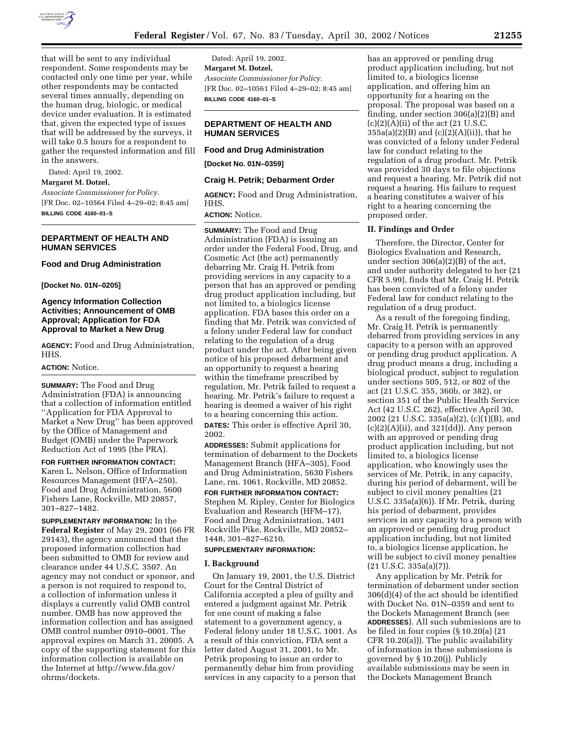that will be sent to any individual respondent. Some respondents may be contacted only one time per year, while other respondents may be contacted several times annually, depending on the human drug, biologic, or medical device under evaluation. It is estimated that, given the expected type of issues that will be addressed by the surveys, it will take 0.5 hours for a respondent to gather the requested information and fill in the answers.

Dated: April 19, 2002.

**Margaret M. Dotzel,**

*Associate Commissioner for Policy.*

[FR Doc. 02–10564 Filed 4–29–02; 8:45 am]

**BILLING CODE 4160–01–S**

---

## DEPARTMENT OF HEALTH AND HUMAN SERVICES

### Food and Drug Administration

**[Docket No. 01N–0205]**

### Agency Information Collection Activities; Announcement of OMB Approval; Application for FDA Approval to Market a New Drug

**AGENCY:** Food and Drug Administration, HHS.

**ACTION:** Notice.

**SUMMARY:** The Food and Drug Administration (FDA) is announcing that a collection of information entitled ''Application for FDA Approval to Market a New Drug'' has been approved by the Office of Management and Budget (OMB) under the Paperwork Reduction Act of 1995 (the PRA).

**FOR FURTHER INFORMATION CONTACT:** Karen L. Nelson, Office of Information Resources Management (HFA–250), Food and Drug Administration, 5600 Fishers Lane, Rockville, MD 20857, 301–827–1482.

**SUPPLEMENTARY INFORMATION:** In the **Federal Register** of May 29, 2001 (66 FR 29143), the agency announced that the proposed information collection had been submitted to OMB for review and clearance under 44 U.S.C. 3507. An agency may not conduct or sponsor, and a person is not required to respond to, a collection of information unless it displays a currently valid OMB control number. OMB has now approved the information collection and has assigned OMB control number 0910–0001. The approval expires on March 31, 20005. A copy of the supporting statement for this information collection is available on the Internet at http://www.fda.gov/ohrms/dockets.

Dated: April 19, 2002.

**Margaret M. Dotzel,**

*Associate Commissioner for Policy.*

[FR Doc. 02–10561 Filed 4–29–02; 8:45 am]

**BILLING CODE 4160–01–S**

---

## DEPARTMENT OF HEALTH AND HUMAN SERVICES

### Food and Drug Administration

**[Docket No. 01N–0359]**

### Craig H. Petrik; Debarment Order

**AGENCY:** Food and Drug Administration, HHS.

**ACTION:** Notice.

**SUMMARY:** The Food and Drug Administration (FDA) is issuing an order under the Federal Food, Drug, and Cosmetic Act (the act) permanently debarring Mr. Craig H. Petrik from providing services in any capacity to a person that has an approved or pending drug product application including, but not limited to, a biologics license application. FDA bases this order on a finding that Mr. Petrik was convicted of a felony under Federal law for conduct relating to the regulation of a drug product under the act. After being given notice of his proposed debarment and an opportunity to request a hearing within the timeframe prescribed by regulation, Mr. Petrik failed to request a hearing. Mr. Petrik's failure to request a hearing is deemed a waiver of his right to a hearing concerning this action.

**DATES:** This order is effective April 30, 2002.

**ADDRESSES:** Submit applications for termination of debarment to the Dockets Management Branch (HFA–305), Food and Drug Administration, 5630 Fishers Lane, rm. 1061, Rockville, MD 20852.

**FOR FURTHER INFORMATION CONTACT:** Stephen M. Ripley, Center for Biologics Evaluation and Research (HFM–17), Food and Drug Administration, 1401 Rockville Pike, Rockville, MD 20852–1448, 301–827–6210.

**SUPPLEMENTARY INFORMATION:**

#### I. Background

On January 19, 2001, the U.S. District Court for the Central District of California accepted a plea of guilty and entered a judgment against Mr. Petrik for one count of making a false statement to a government agency, a Federal felony under 18 U.S.C. 1001. As a result of this conviction, FDA sent a letter dated August 31, 2001, to Mr. Petrik proposing to issue an order to permanently debar him from providing services in any capacity to a person that has an approved or pending drug product application including, but not limited to, a biologics license application, and offering him an opportunity for a hearing on the proposal. The proposal was based on a finding, under section 306(a)(2)(B) and (c)(2)(A)(ii) of the act (21 U.S.C. 335a(a)(2)(B) and (c)(2)(A)(ii)), that he was convicted of a felony under Federal law for conduct relating to the regulation of a drug product. Mr. Petrik was provided 30 days to file objections and request a hearing. Mr. Petrik did not request a hearing. His failure to request a hearing constitutes a waiver of his right to a hearing concerning the proposed order.

#### II. Findings and Order

Therefore, the Director, Center for Biologics Evaluation and Research, under section 306(a)(2)(B) of the act, and under authority delegated to her (21 CFR 5.99), finds that Mr. Craig H. Petrik has been convicted of a felony under Federal law for conduct relating to the regulation of a drug product.

As a result of the foregoing finding, Mr. Craig H. Petrik is permanently debarred from providing services in any capacity to a person with an approved or pending drug product application. A drug product means a drug, including a biological product, subject to regulation under sections 505, 512, or 802 of the act (21 U.S.C. 355, 360b, or 382), or section 351 of the Public Health Service Act (42 U.S.C. 262), effective April 30, 2002 (21 U.S.C. 335a(a)(2), (c)(1)(B), and (c)(2)(A)(ii), and 321(dd)). Any person with an approved or pending drug product application including, but not limited to, a biologics license application, who knowingly uses the services of Mr. Petrik, in any capacity, during his period of debarment, will be subject to civil money penalties (21 U.S.C. 335a(a)(6)). If Mr. Petrik, during his period of debarment, provides services in any capacity to a person with an approved or pending drug product application including, but not limited to, a biologics license application, he will be subject to civil money penalties (21 U.S.C. 335a(a)(7)).

Any application by Mr. Petrik for termination of debarment under section 306(d)(4) of the act should be identified with Docket No. 01N–0359 and sent to the Dockets Management Branch (see **ADDRESSES**). All such submissions are to be filed in four copies (§ 10.20(a) (21 CFR 10.20(a))). The public availability of information in these submissions is governed by § 10.20(j). Publicly available submissions may be seen in the Dockets Management Branch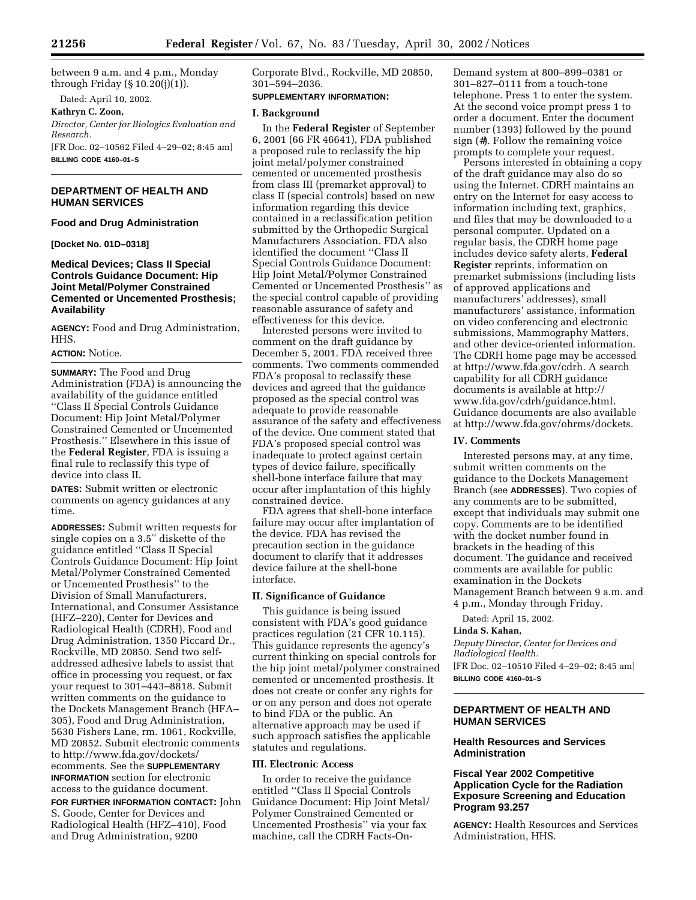between 9 a.m. and 4 p.m., Monday through Friday (§ 10.20(j)(1)).

Dated: April 10, 2002.

**Kathryn C. Zoon,**

*Director, Center for Biologics Evaluation and Research.*

[FR Doc. 02–10562 Filed 4–29–02; 8:45 am]

**BILLING CODE 4160–01–S**

## DEPARTMENT OF HEALTH AND HUMAN SERVICES

### Food and Drug Administration

**[Docket No. 01D–0318]**

### Medical Devices; Class II Special Controls Guidance Document: Hip Joint Metal/Polymer Constrained Cemented or Uncemented Prosthesis; Availability

**AGENCY:** Food and Drug Administration, HHS.

**ACTION:** Notice.

**SUMMARY:** The Food and Drug Administration (FDA) is announcing the availability of the guidance entitled ''Class II Special Controls Guidance Document: Hip Joint Metal/Polymer Constrained Cemented or Uncemented Prosthesis.'' Elsewhere in this issue of the **Federal Register**, FDA is issuing a final rule to reclassify this type of device into class II.

**DATES:** Submit written or electronic comments on agency guidances at any time.

**ADDRESSES:** Submit written requests for single copies on a 3.5″ diskette of the guidance entitled ''Class II Special Controls Guidance Document: Hip Joint Metal/Polymer Constrained Cemented or Uncemented Prosthesis'' to the Division of Small Manufacturers, International, and Consumer Assistance (HFZ–220), Center for Devices and Radiological Health (CDRH), Food and Drug Administration, 1350 Piccard Dr., Rockville, MD 20850. Send two self-addressed adhesive labels to assist that office in processing your request, or fax your request to 301–443–8818. Submit written comments on the guidance to the Dockets Management Branch (HFA–305), Food and Drug Administration, 5630 Fishers Lane, rm. 1061, Rockville, MD 20852. Submit electronic comments to http://www.fda.gov/dockets/ecomments. See the **SUPPLEMENTARY INFORMATION** section for electronic access to the guidance document.

**FOR FURTHER INFORMATION CONTACT:** John S. Goode, Center for Devices and Radiological Health (HFZ–410), Food and Drug Administration, 9200 Corporate Blvd., Rockville, MD 20850, 301–594–2036.

**SUPPLEMENTARY INFORMATION:**

#### I. Background

In the **Federal Register** of September 6, 2001 (66 FR 46641), FDA published a proposed rule to reclassify the hip joint metal/polymer constrained cemented or uncemented prosthesis from class III (premarket approval) to class II (special controls) based on new information regarding this device contained in a reclassification petition submitted by the Orthopedic Surgical Manufacturers Association. FDA also identified the document ''Class II Special Controls Guidance Document: Hip Joint Metal/Polymer Constrained Cemented or Uncemented Prosthesis'' as the special control capable of providing reasonable assurance of safety and effectiveness for this device.

Interested persons were invited to comment on the draft guidance by December 5, 2001. FDA received three comments. Two comments commended FDA's proposal to reclassify these devices and agreed that the guidance proposed as the special control was adequate to provide reasonable assurance of the safety and effectiveness of the device. One comment stated that FDA's proposed special control was inadequate to protect against certain types of device failure, specifically shell-bone interface failure that may occur after implantation of this highly constrained device.

FDA agrees that shell-bone interface failure may occur after implantation of the device. FDA has revised the precaution section in the guidance document to clarify that it addresses device failure at the shell-bone interface.

#### II. Significance of Guidance

This guidance is being issued consistent with FDA's good guidance practices regulation (21 CFR 10.115). This guidance represents the agency's current thinking on special controls for the hip joint metal/polymer constrained cemented or uncemented prosthesis. It does not create or confer any rights for or on any person and does not operate to bind FDA or the public. An alternative approach may be used if such approach satisfies the applicable statutes and regulations.

#### III. Electronic Access

In order to receive the guidance entitled ''Class II Special Controls Guidance Document: Hip Joint Metal/Polymer Constrained Cemented or Uncemented Prosthesis'' via your fax machine, call the CDRH Facts-On-Demand system at 800–899–0381 or 301–827–0111 from a touch-tone telephone. Press 1 to enter the system. At the second voice prompt press 1 to order a document. Enter the document number (1393) followed by the pound sign (#). Follow the remaining voice prompts to complete your request.

Persons interested in obtaining a copy of the draft guidance may also do so using the Internet. CDRH maintains an entry on the Internet for easy access to information including text, graphics, and files that may be downloaded to a personal computer. Updated on a regular basis, the CDRH home page includes device safety alerts, **Federal Register** reprints, information on premarket submissions (including lists of approved applications and manufacturers' addresses), small manufacturers' assistance, information on video conferencing and electronic submissions, Mammography Matters, and other device-oriented information. The CDRH home page may be accessed at http://www.fda.gov/cdrh. A search capability for all CDRH guidance documents is available at http://www.fda.gov/cdrh/guidance.html. Guidance documents are also available at http://www.fda.gov/ohrms/dockets.

#### IV. Comments

Interested persons may, at any time, submit written comments on the guidance to the Dockets Management Branch (see **ADDRESSES**). Two copies of any comments are to be submitted, except that individuals may submit one copy. Comments are to be identified with the docket number found in brackets in the heading of this document. The guidance and received comments are available for public examination in the Dockets Management Branch between 9 a.m. and 4 p.m., Monday through Friday.

Dated: April 15, 2002.

**Linda S. Kahan,**

*Deputy Director, Center for Devices and Radiological Health.*

[FR Doc. 02–10510 Filed 4–29–02; 8:45 am]

**BILLING CODE 4160–01–S**

## DEPARTMENT OF HEALTH AND HUMAN SERVICES

### Health Resources and Services Administration

### Fiscal Year 2002 Competitive Application Cycle for the Radiation Exposure Screening and Education Program 93.257

**AGENCY:** Health Resources and Services Administration, HHS.